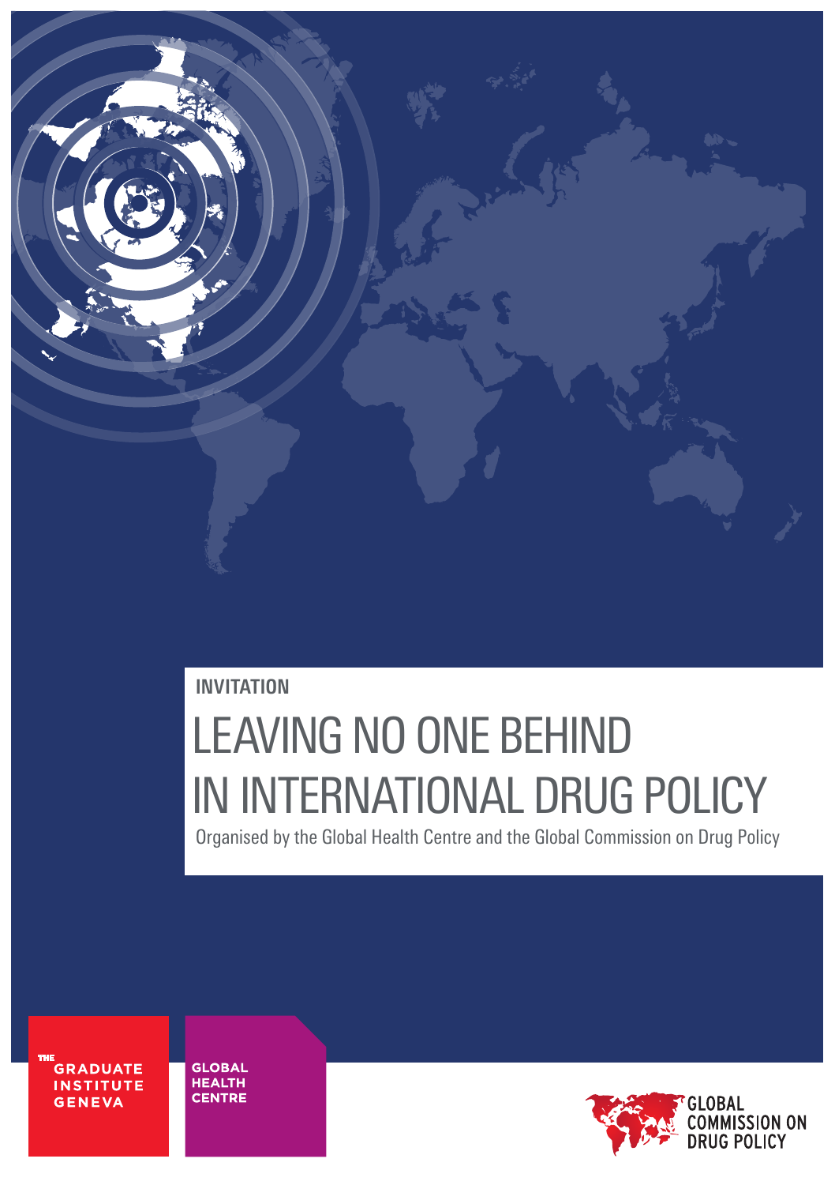INVITATION

# LEAVING NO ONE BEHIND IN INTERNATIONAL DRUG POLICY

Organised by the Global Health Centre and the Global Commission on Drug Policy

THE GRADUATE INSTITUTE GENEVA

GLOBAL HEALTH CENTRE

GLOBAL COMMISSION ON DRUG POLICY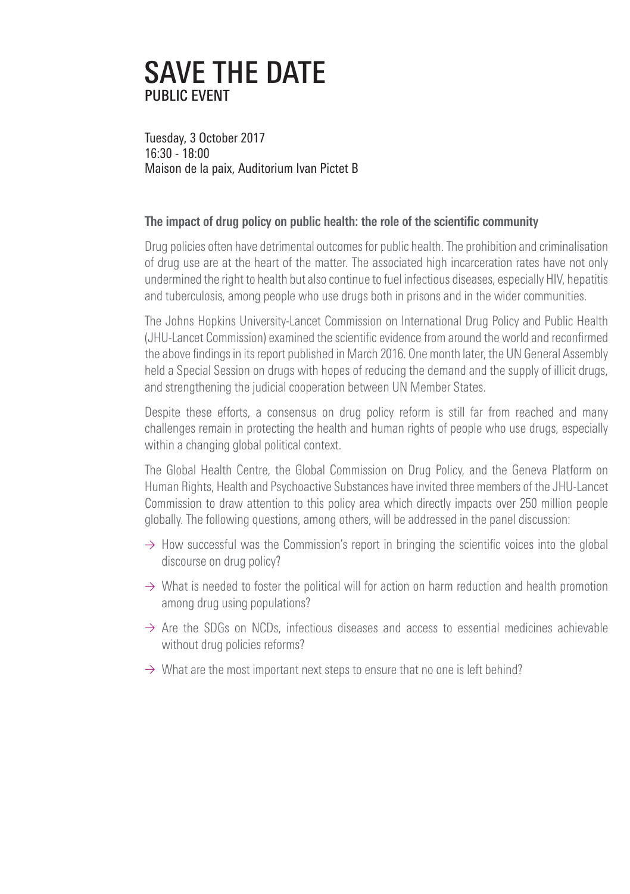# SAVE THE DATE
## PUBLIC EVENT

Tuesday, 3 October 2017
16:30 - 18:00
Maison de la paix, Auditorium Ivan Pictet B

**The impact of drug policy on public health: the role of the scientific community**

Drug policies often have detrimental outcomes for public health. The prohibition and criminalisation of drug use are at the heart of the matter. The associated high incarceration rates have not only undermined the right to health but also continue to fuel infectious diseases, especially HIV, hepatitis and tuberculosis, among people who use drugs both in prisons and in the wider communities.

The Johns Hopkins University-Lancet Commission on International Drug Policy and Public Health (JHU-Lancet Commission) examined the scientific evidence from around the world and reconfirmed the above findings in its report published in March 2016. One month later, the UN General Assembly held a Special Session on drugs with hopes of reducing the demand and the supply of illicit drugs, and strengthening the judicial cooperation between UN Member States.

Despite these efforts, a consensus on drug policy reform is still far from reached and many challenges remain in protecting the health and human rights of people who use drugs, especially within a changing global political context.

The Global Health Centre, the Global Commission on Drug Policy, and the Geneva Platform on Human Rights, Health and Psychoactive Substances have invited three members of the JHU-Lancet Commission to draw attention to this policy area which directly impacts over 250 million people globally. The following questions, among others, will be addressed in the panel discussion:

- → How successful was the Commission's report in bringing the scientific voices into the global discourse on drug policy?
- → What is needed to foster the political will for action on harm reduction and health promotion among drug using populations?
- → Are the SDGs on NCDs, infectious diseases and access to essential medicines achievable without drug policies reforms?
- → What are the most important next steps to ensure that no one is left behind?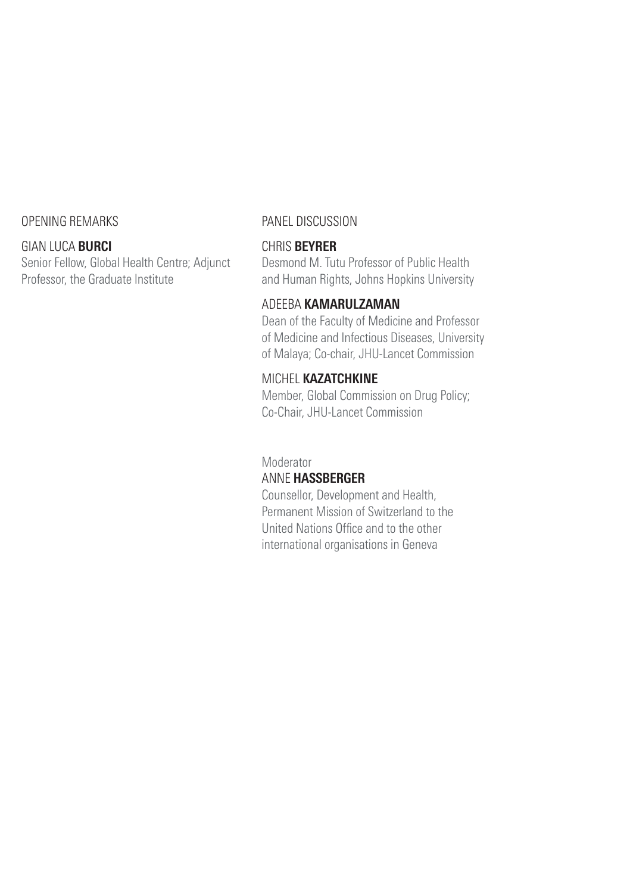OPENING REMARKS

GIAN LUCA **BURCI**
Senior Fellow, Global Health Centre; Adjunct Professor, the Graduate Institute

PANEL DISCUSSION

CHRIS **BEYRER**
Desmond M. Tutu Professor of Public Health and Human Rights, Johns Hopkins University

ADEEBA **KAMARULZAMAN**
Dean of the Faculty of Medicine and Professor of Medicine and Infectious Diseases, University of Malaya; Co-chair, JHU-Lancet Commission

MICHEL **KAZATCHKINE**
Member, Global Commission on Drug Policy; Co-Chair, JHU-Lancet Commission

Moderator
ANNE **HASSBERGER**
Counsellor, Development and Health, Permanent Mission of Switzerland to the United Nations Office and to the other international organisations in Geneva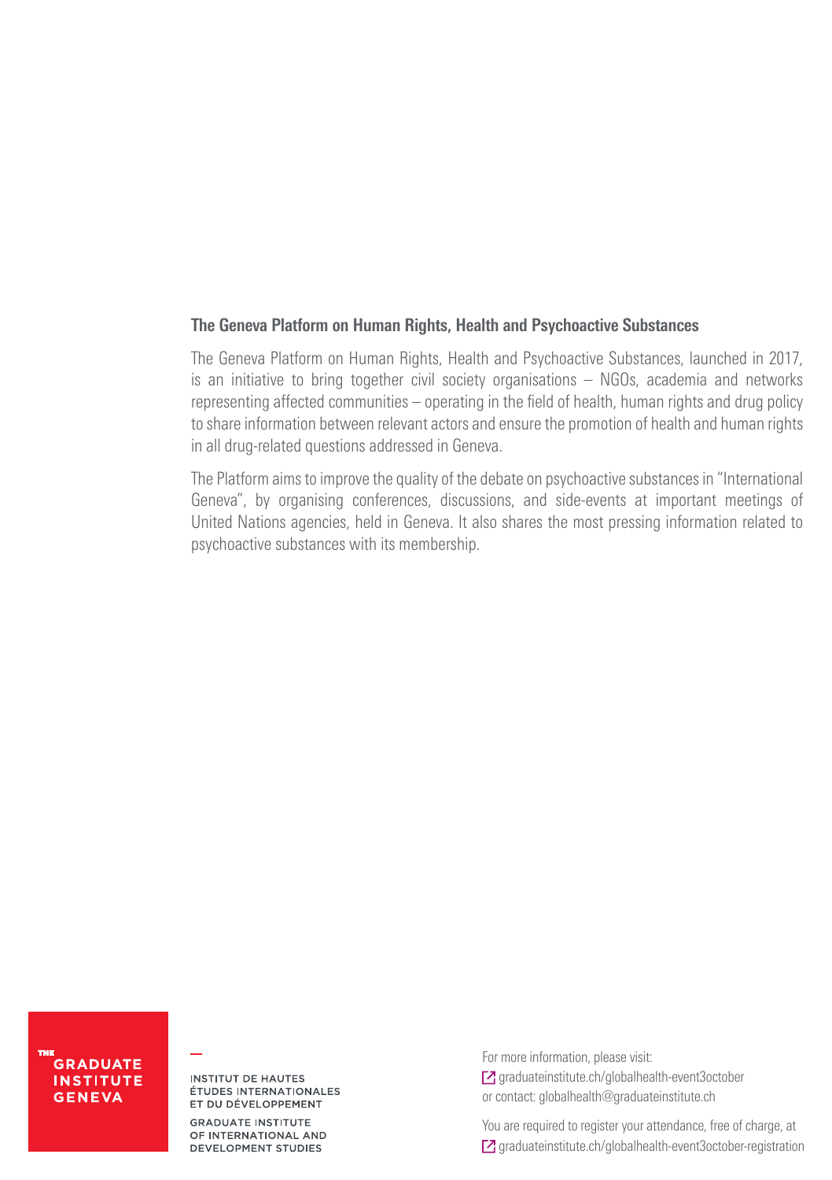## The Geneva Platform on Human Rights, Health and Psychoactive Substances

The Geneva Platform on Human Rights, Health and Psychoactive Substances, launched in 2017, is an initiative to bring together civil society organisations – NGOs, academia and networks representing affected communities – operating in the field of health, human rights and drug policy to share information between relevant actors and ensure the promotion of health and human rights in all drug-related questions addressed in Geneva.

The Platform aims to improve the quality of the debate on psychoactive substances in "International Geneva", by organising conferences, discussions, and side-events at important meetings of United Nations agencies, held in Geneva. It also shares the most pressing information related to psychoactive substances with its membership.

THE GRADUATE INSTITUTE GENEVA

INSTITUT DE HAUTES ÉTUDES INTERNATIONALES ET DU DÉVELOPPEMENT

GRADUATE INSTITUTE OF INTERNATIONAL AND DEVELOPMENT STUDIES

For more information, please visit:
graduateinstitute.ch/globalhealth-event3october
or contact: globalhealth@graduateinstitute.ch

You are required to register your attendance, free of charge, at
graduateinstitute.ch/globalhealth-event3october-registration